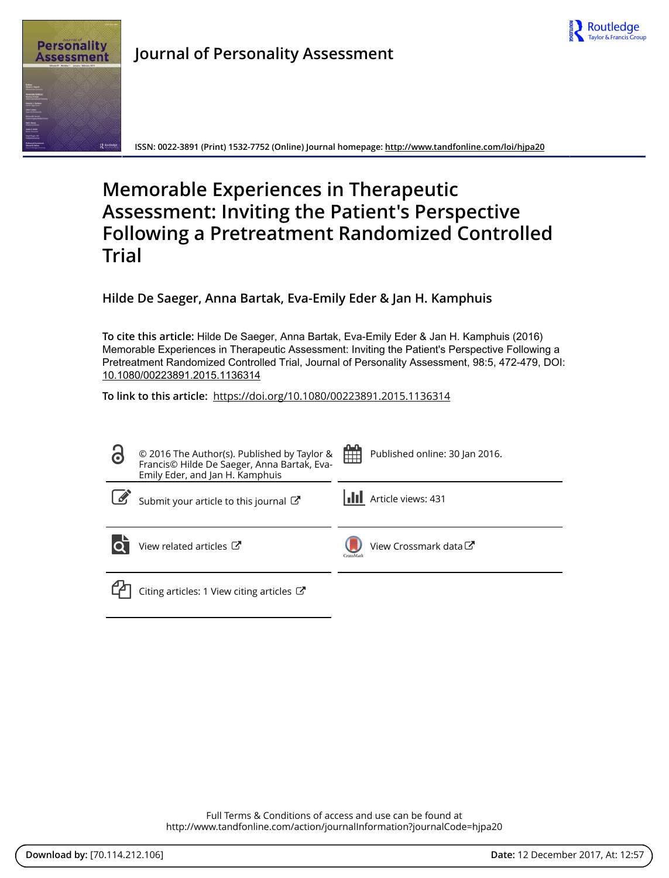Journal of Personality Assessment

ISSN: 0022-3891 (Print) 1532-7752 (Online) Journal homepage: http://www.tandfonline.com/loi/hjpa20

# Memorable Experiences in Therapeutic Assessment: Inviting the Patient's Perspective Following a Pretreatment Randomized Controlled Trial

**Hilde De Saeger, Anna Bartak, Eva-Emily Eder & Jan H. Kamphuis**

**To cite this article:** Hilde De Saeger, Anna Bartak, Eva-Emily Eder & Jan H. Kamphuis (2016) Memorable Experiences in Therapeutic Assessment: Inviting the Patient's Perspective Following a Pretreatment Randomized Controlled Trial, Journal of Personality Assessment, 98:5, 472-479, DOI: 10.1080/00223891.2015.1136314

**To link to this article:** https://doi.org/10.1080/00223891.2015.1136314

© 2016 The Author(s). Published by Taylor & Francis© Hilde De Saeger, Anna Bartak, Eva-Emily Eder, and Jan H. Kamphuis

Published online: 30 Jan 2016.

Submit your article to this journal

Article views: 431

View related articles

View Crossmark data

Citing articles: 1 View citing articles

Full Terms & Conditions of access and use can be found at
http://www.tandfonline.com/action/journalInformation?journalCode=hjpa20

**Download by:** [70.114.212.106] **Date:** 12 December 2017, At: 12:57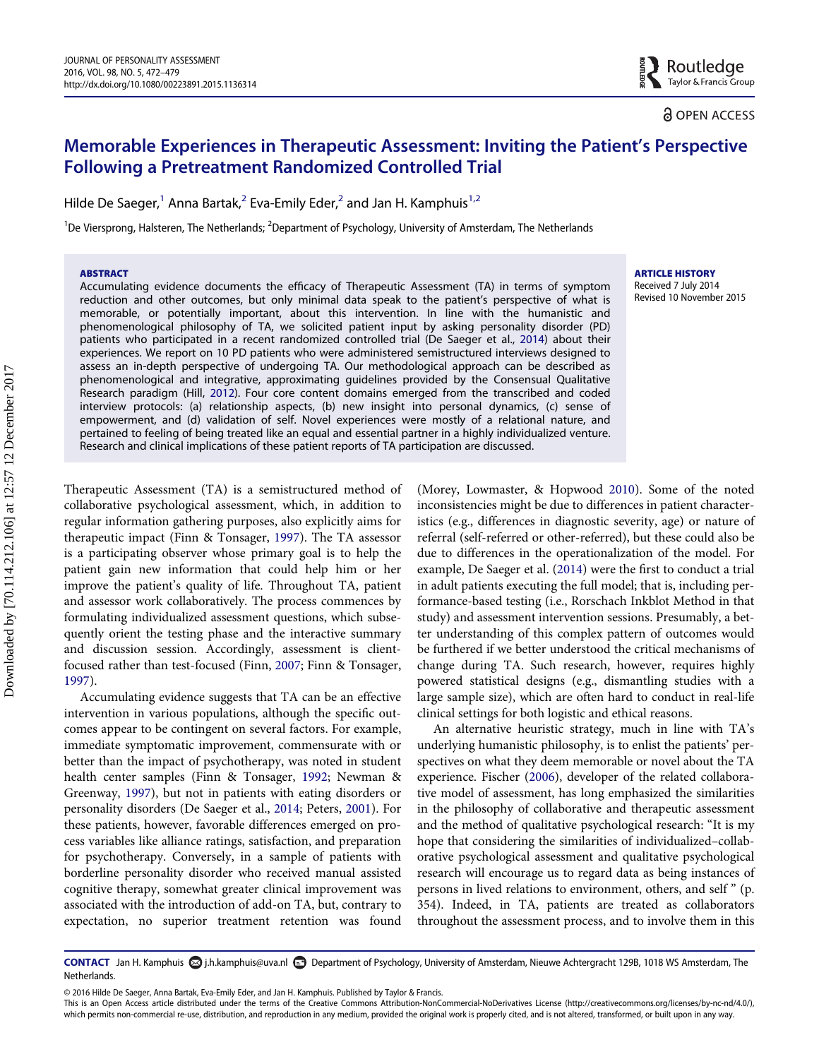# Memorable Experiences in Therapeutic Assessment: Inviting the Patient's Perspective Following a Pretreatment Randomized Controlled Trial

Hilde De Saeger,[1] Anna Bartak,[2] Eva-Emily Eder,[2] and Jan H. Kamphuis[1,2]

[1]De Viersprong, Halsteren, The Netherlands; [2]Department of Psychology, University of Amsterdam, The Netherlands

**ABSTRACT**

Accumulating evidence documents the efficacy of Therapeutic Assessment (TA) in terms of symptom reduction and other outcomes, but only minimal data speak to the patient's perspective of what is memorable, or potentially important, about this intervention. In line with the humanistic and phenomenological philosophy of TA, we solicited patient input by asking personality disorder (PD) patients who participated in a recent randomized controlled trial (De Saeger et al., 2014) about their experiences. We report on 10 PD patients who were administered semistructured interviews designed to assess an in-depth perspective of undergoing TA. Our methodological approach can be described as phenomenological and integrative, approximating guidelines provided by the Consensual Qualitative Research paradigm (Hill, 2012). Four core content domains emerged from the transcribed and coded interview protocols: (a) relationship aspects, (b) new insight into personal dynamics, (c) sense of empowerment, and (d) validation of self. Novel experiences were mostly of a relational nature, and pertained to feeling of being treated like an equal and essential partner in a highly individualized venture. Research and clinical implications of these patient reports of TA participation are discussed.

**ARTICLE HISTORY**
Received 7 July 2014
Revised 10 November 2015

Therapeutic Assessment (TA) is a semistructured method of collaborative psychological assessment, which, in addition to regular information gathering purposes, also explicitly aims for therapeutic impact (Finn & Tonsager, 1997). The TA assessor is a participating observer whose primary goal is to help the patient gain new information that could help him or her improve the patient's quality of life. Throughout TA, patient and assessor work collaboratively. The process commences by formulating individualized assessment questions, which subsequently orient the testing phase and the interactive summary and discussion session. Accordingly, assessment is client-focused rather than test-focused (Finn, 2007; Finn & Tonsager, 1997).

Accumulating evidence suggests that TA can be an effective intervention in various populations, although the specific outcomes appear to be contingent on several factors. For example, immediate symptomatic improvement, commensurate with or better than the impact of psychotherapy, was noted in student health center samples (Finn & Tonsager, 1992; Newman & Greenway, 1997), but not in patients with eating disorders or personality disorders (De Saeger et al., 2014; Peters, 2001). For these patients, however, favorable differences emerged on process variables like alliance ratings, satisfaction, and preparation for psychotherapy. Conversely, in a sample of patients with borderline personality disorder who received manual assisted cognitive therapy, somewhat greater clinical improvement was associated with the introduction of add-on TA, but, contrary to expectation, no superior treatment retention was found (Morey, Lowmaster, & Hopwood 2010). Some of the noted inconsistencies might be due to differences in patient characteristics (e.g., differences in diagnostic severity, age) or nature of referral (self-referred or other-referred), but these could also be due to differences in the operationalization of the model. For example, De Saeger et al. (2014) were the first to conduct a trial in adult patients executing the full model; that is, including performance-based testing (i.e., Rorschach Inkblot Method in that study) and assessment intervention sessions. Presumably, a better understanding of this complex pattern of outcomes would be furthered if we better understood the critical mechanisms of change during TA. Such research, however, requires highly powered statistical designs (e.g., dismantling studies with a large sample size), which are often hard to conduct in real-life clinical settings for both logistic and ethical reasons.

An alternative heuristic strategy, much in line with TA's underlying humanistic philosophy, is to enlist the patients' perspectives on what they deem memorable or novel about the TA experience. Fischer (2006), developer of the related collaborative model of assessment, has long emphasized the similarities in the philosophy of collaborative and therapeutic assessment and the method of qualitative psychological research: "It is my hope that considering the similarities of individualized–collaborative psychological assessment and qualitative psychological research will encourage us to regard data as being instances of persons in lived relations to environment, others, and self " (p. 354). Indeed, in TA, patients are treated as collaborators throughout the assessment process, and to involve them in this

**CONTACT** Jan H. Kamphuis j.h.kamphuis@uva.nl Department of Psychology, University of Amsterdam, Nieuwe Achtergracht 129B, 1018 WS Amsterdam, The Netherlands.

© 2016 Hilde De Saeger, Anna Bartak, Eva-Emily Eder, and Jan H. Kamphuis. Published by Taylor & Francis.
This is an Open Access article distributed under the terms of the Creative Commons Attribution-NonCommercial-NoDerivatives License (http://creativecommons.org/licenses/by-nc-nd/4.0/), which permits non-commercial re-use, distribution, and reproduction in any medium, provided the original work is properly cited, and is not altered, transformed, or built upon in any way.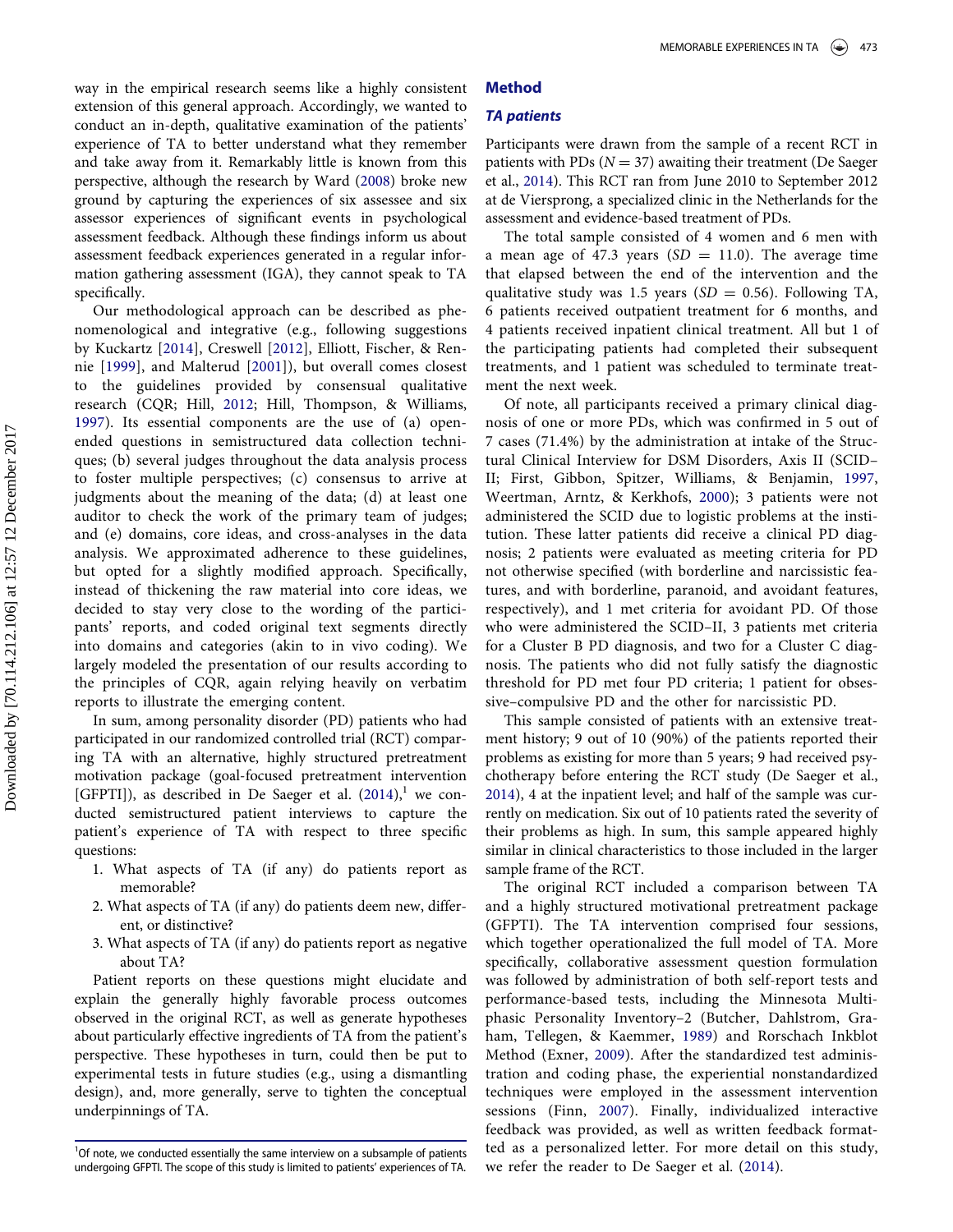way in the empirical research seems like a highly consistent extension of this general approach. Accordingly, we wanted to conduct an in-depth, qualitative examination of the patients' experience of TA to better understand what they remember and take away from it. Remarkably little is known from this perspective, although the research by Ward (2008) broke new ground by capturing the experiences of six assessee and six assessor experiences of significant events in psychological assessment feedback. Although these findings inform us about assessment feedback experiences generated in a regular information gathering assessment (IGA), they cannot speak to TA specifically.

Our methodological approach can be described as phenomenological and integrative (e.g., following suggestions by Kuckartz [2014], Creswell [2012], Elliott, Fischer, & Rennie [1999], and Malterud [2001]), but overall comes closest to the guidelines provided by consensual qualitative research (CQR; Hill, 2012; Hill, Thompson, & Williams, 1997). Its essential components are the use of (a) open-ended questions in semistructured data collection techniques; (b) several judges throughout the data analysis process to foster multiple perspectives; (c) consensus to arrive at judgments about the meaning of the data; (d) at least one auditor to check the work of the primary team of judges; and (e) domains, core ideas, and cross-analyses in the data analysis. We approximated adherence to these guidelines, but opted for a slightly modified approach. Specifically, instead of thickening the raw material into core ideas, we decided to stay very close to the wording of the participants' reports, and coded original text segments directly into domains and categories (akin to in vivo coding). We largely modeled the presentation of our results according to the principles of CQR, again relying heavily on verbatim reports to illustrate the emerging content.

In sum, among personality disorder (PD) patients who had participated in our randomized controlled trial (RCT) comparing TA with an alternative, highly structured pretreatment motivation package (goal-focused pretreatment intervention [GFPTI]), as described in De Saeger et al. (2014),[1] we conducted semistructured patient interviews to capture the patient's experience of TA with respect to three specific questions:

1. What aspects of TA (if any) do patients report as memorable?
2. What aspects of TA (if any) do patients deem new, different, or distinctive?
3. What aspects of TA (if any) do patients report as negative about TA?

Patient reports on these questions might elucidate and explain the generally highly favorable process outcomes observed in the original RCT, as well as generate hypotheses about particularly effective ingredients of TA from the patient's perspective. These hypotheses in turn, could then be put to experimental tests in future studies (e.g., using a dismantling design), and, more generally, serve to tighten the conceptual underpinnings of TA.

[1]Of note, we conducted essentially the same interview on a subsample of patients undergoing GFPTI. The scope of this study is limited to patients' experiences of TA.

## Method

### *TA patients*

Participants were drawn from the sample of a recent RCT in patients with PDs ($N = 37$) awaiting their treatment (De Saeger et al., 2014). This RCT ran from June 2010 to September 2012 at de Viersprong, a specialized clinic in the Netherlands for the assessment and evidence-based treatment of PDs.

The total sample consisted of 4 women and 6 men with a mean age of 47.3 years ($SD = 11.0$). The average time that elapsed between the end of the intervention and the qualitative study was 1.5 years ($SD = 0.56$). Following TA, 6 patients received outpatient treatment for 6 months, and 4 patients received inpatient clinical treatment. All but 1 of the participating patients had completed their subsequent treatments, and 1 patient was scheduled to terminate treatment the next week.

Of note, all participants received a primary clinical diagnosis of one or more PDs, which was confirmed in 5 out of 7 cases (71.4%) by the administration at intake of the Structural Clinical Interview for DSM Disorders, Axis II (SCID–II; First, Gibbon, Spitzer, Williams, & Benjamin, 1997, Weertman, Arntz, & Kerkhofs, 2000); 3 patients were not administered the SCID due to logistic problems at the institution. These latter patients did receive a clinical PD diagnosis; 2 patients were evaluated as meeting criteria for PD not otherwise specified (with borderline and narcissistic features, and with borderline, paranoid, and avoidant features, respectively), and 1 met criteria for avoidant PD. Of those who were administered the SCID–II, 3 patients met criteria for a Cluster B PD diagnosis, and two for a Cluster C diagnosis. The patients who did not fully satisfy the diagnostic threshold for PD met four PD criteria; 1 patient for obsessive–compulsive PD and the other for narcissistic PD.

This sample consisted of patients with an extensive treatment history; 9 out of 10 (90%) of the patients reported their problems as existing for more than 5 years; 9 had received psychotherapy before entering the RCT study (De Saeger et al., 2014), 4 at the inpatient level; and half of the sample was currently on medication. Six out of 10 patients rated the severity of their problems as high. In sum, this sample appeared highly similar in clinical characteristics to those included in the larger sample frame of the RCT.

The original RCT included a comparison between TA and a highly structured motivational pretreatment package (GFPTI). The TA intervention comprised four sessions, which together operationalized the full model of TA. More specifically, collaborative assessment question formulation was followed by administration of both self-report tests and performance-based tests, including the Minnesota Multiphasic Personality Inventory–2 (Butcher, Dahlstrom, Graham, Tellegen, & Kaemmer, 1989) and Rorschach Inkblot Method (Exner, 2009). After the standardized test administration and coding phase, the experiential nonstandardized techniques were employed in the assessment intervention sessions (Finn, 2007). Finally, individualized interactive feedback was provided, as well as written feedback formatted as a personalized letter. For more detail on this study, we refer the reader to De Saeger et al. (2014).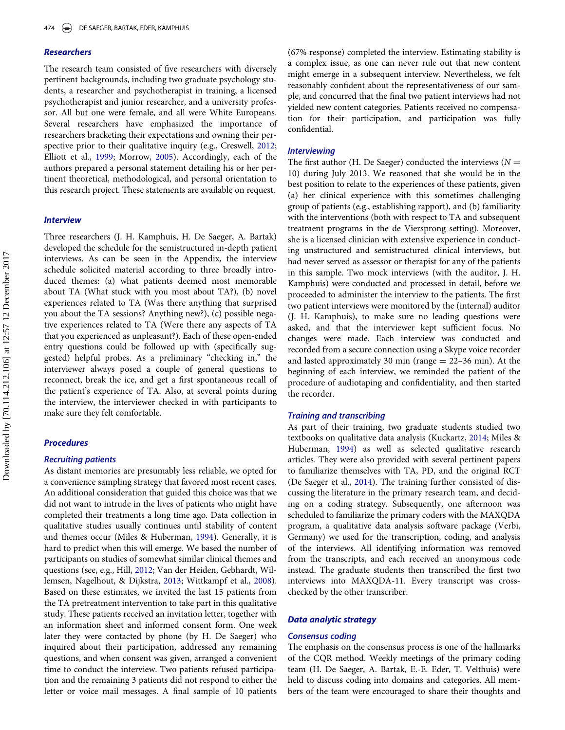### Researchers

The research team consisted of five researchers with diversely pertinent backgrounds, including two graduate psychology students, a researcher and psychotherapist in training, a licensed psychotherapist and junior researcher, and a university professor. All but one were female, and all were White Europeans. Several researchers have emphasized the importance of researchers bracketing their expectations and owning their perspective prior to their qualitative inquiry (e.g., Creswell, 2012; Elliott et al., 1999; Morrow, 2005). Accordingly, each of the authors prepared a personal statement detailing his or her pertinent theoretical, methodological, and personal orientation to this research project. These statements are available on request.

### Interview

Three researchers (J. H. Kamphuis, H. De Saeger, A. Bartak) developed the schedule for the semistructured in-depth patient interviews. As can be seen in the Appendix, the interview schedule solicited material according to three broadly introduced themes: (a) what patients deemed most memorable about TA (What stuck with you most about TA?), (b) novel experiences related to TA (Was there anything that surprised you about the TA sessions? Anything new?), (c) possible negative experiences related to TA (Were there any aspects of TA that you experienced as unpleasant?). Each of these open-ended entry questions could be followed up with (specifically suggested) helpful probes. As a preliminary "checking in," the interviewer always posed a couple of general questions to reconnect, break the ice, and get a first spontaneous recall of the patient's experience of TA. Also, at several points during the interview, the interviewer checked in with participants to make sure they felt comfortable.

### Procedures

#### Recruiting patients

As distant memories are presumably less reliable, we opted for a convenience sampling strategy that favored most recent cases. An additional consideration that guided this choice was that we did not want to intrude in the lives of patients who might have completed their treatments a long time ago. Data collection in qualitative studies usually continues until stability of content and themes occur (Miles & Huberman, 1994). Generally, it is hard to predict when this will emerge. We based the number of participants on studies of somewhat similar clinical themes and questions (see, e.g., Hill, 2012; Van der Heiden, Gebhardt, Willemsen, Nagelhout, & Dijkstra, 2013; Wittkampf et al., 2008). Based on these estimates, we invited the last 15 patients from the TA pretreatment intervention to take part in this qualitative study. These patients received an invitation letter, together with an information sheet and informed consent form. One week later they were contacted by phone (by H. De Saeger) who inquired about their participation, addressed any remaining questions, and when consent was given, arranged a convenient time to conduct the interview. Two patients refused participation and the remaining 3 patients did not respond to either the letter or voice mail messages. A final sample of 10 patients (67% response) completed the interview. Estimating stability is a complex issue, as one can never rule out that new content might emerge in a subsequent interview. Nevertheless, we felt reasonably confident about the representativeness of our sample, and concurred that the final two patient interviews had not yielded new content categories. Patients received no compensation for their participation, and participation was fully confidential.

#### Interviewing

The first author (H. De Saeger) conducted the interviews ($N = 10$) during July 2013. We reasoned that she would be in the best position to relate to the experiences of these patients, given (a) her clinical experience with this sometimes challenging group of patients (e.g., establishing rapport), and (b) familiarity with the interventions (both with respect to TA and subsequent treatment programs in the de Viersprong setting). Moreover, she is a licensed clinician with extensive experience in conducting unstructured and semistructured clinical interviews, but had never served as assessor or therapist for any of the patients in this sample. Two mock interviews (with the auditor, J. H. Kamphuis) were conducted and processed in detail, before we proceeded to administer the interview to the patients. The first two patient interviews were monitored by the (internal) auditor (J. H. Kamphuis), to make sure no leading questions were asked, and that the interviewer kept sufficient focus. No changes were made. Each interview was conducted and recorded from a secure connection using a Skype voice recorder and lasted approximately 30 min (range = 22–36 min). At the beginning of each interview, we reminded the patient of the procedure of audiotaping and confidentiality, and then started the recorder.

#### Training and transcribing

As part of their training, two graduate students studied two textbooks on qualitative data analysis (Kuckartz, 2014; Miles & Huberman, 1994) as well as selected qualitative research articles. They were also provided with several pertinent papers to familiarize themselves with TA, PD, and the original RCT (De Saeger et al., 2014). The training further consisted of discussing the literature in the primary research team, and deciding on a coding strategy. Subsequently, one afternoon was scheduled to familiarize the primary coders with the MAXQDA program, a qualitative data analysis software package (Verbi, Germany) we used for the transcription, coding, and analysis of the interviews. All identifying information was removed from the transcripts, and each received an anonymous code instead. The graduate students then transcribed the first two interviews into MAXQDA-11. Every transcript was cross-checked by the other transcriber.

### Data analytic strategy

#### Consensus coding

The emphasis on the consensus process is one of the hallmarks of the CQR method. Weekly meetings of the primary coding team (H. De Saeger, A. Bartak, E.-E. Eder, T. Velthuis) were held to discuss coding into domains and categories. All members of the team were encouraged to share their thoughts and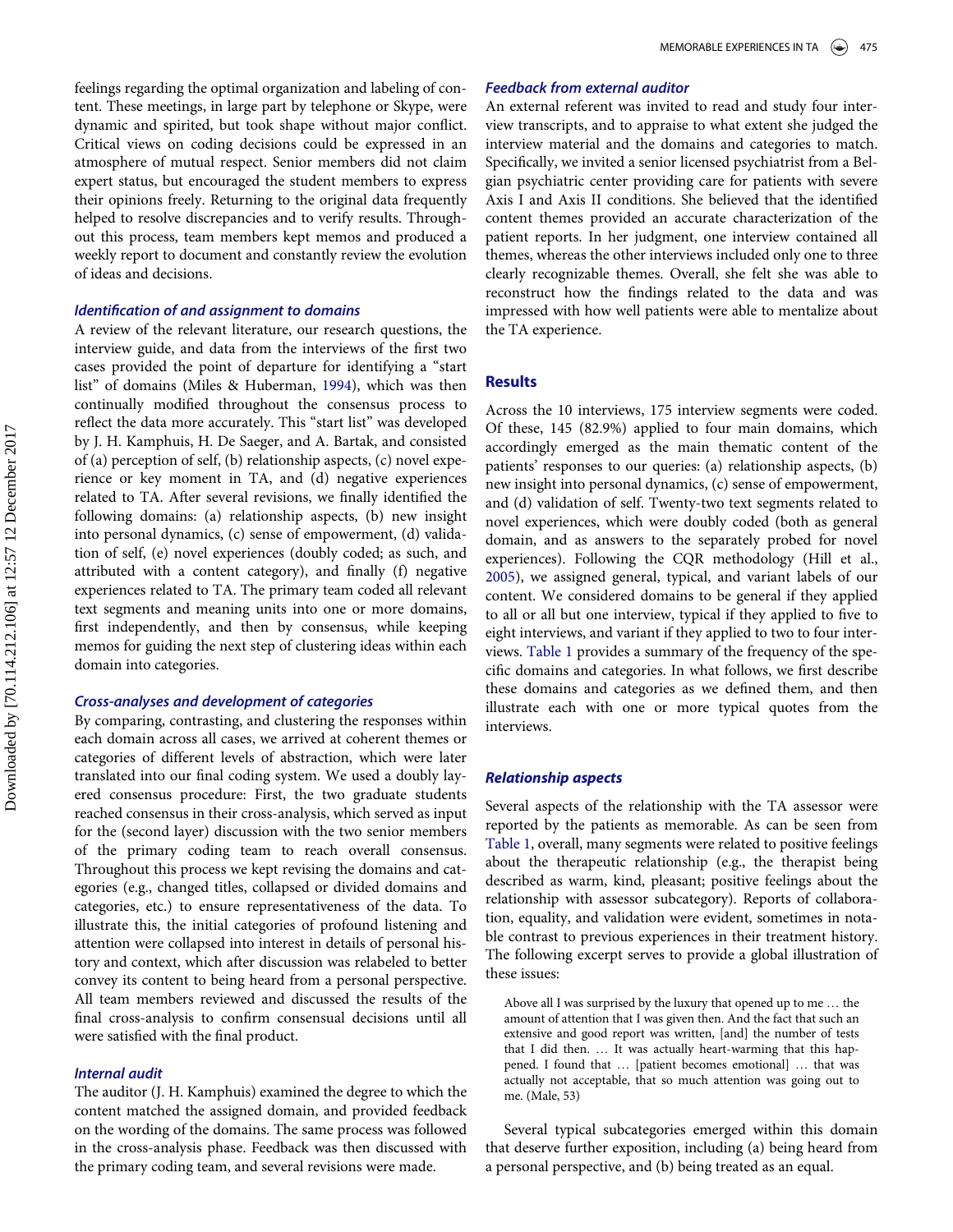feelings regarding the optimal organization and labeling of content. These meetings, in large part by telephone or Skype, were dynamic and spirited, but took shape without major conflict. Critical views on coding decisions could be expressed in an atmosphere of mutual respect. Senior members did not claim expert status, but encouraged the student members to express their opinions freely. Returning to the original data frequently helped to resolve discrepancies and to verify results. Throughout this process, team members kept memos and produced a weekly report to document and constantly review the evolution of ideas and decisions.

### *Identification of and assignment to domains*

A review of the relevant literature, our research questions, the interview guide, and data from the interviews of the first two cases provided the point of departure for identifying a "start list" of domains (Miles & Huberman, 1994), which was then continually modified throughout the consensus process to reflect the data more accurately. This "start list" was developed by J. H. Kamphuis, H. De Saeger, and A. Bartak, and consisted of (a) perception of self, (b) relationship aspects, (c) novel experience or key moment in TA, and (d) negative experiences related to TA. After several revisions, we finally identified the following domains: (a) relationship aspects, (b) new insight into personal dynamics, (c) sense of empowerment, (d) validation of self, (e) novel experiences (doubly coded; as such, and attributed with a content category), and finally (f) negative experiences related to TA. The primary team coded all relevant text segments and meaning units into one or more domains, first independently, and then by consensus, while keeping memos for guiding the next step of clustering ideas within each domain into categories.

### *Cross-analyses and development of categories*

By comparing, contrasting, and clustering the responses within each domain across all cases, we arrived at coherent themes or categories of different levels of abstraction, which were later translated into our final coding system. We used a doubly layered consensus procedure: First, the two graduate students reached consensus in their cross-analysis, which served as input for the (second layer) discussion with the two senior members of the primary coding team to reach overall consensus. Throughout this process we kept revising the domains and categories (e.g., changed titles, collapsed or divided domains and categories, etc.) to ensure representativeness of the data. To illustrate this, the initial categories of profound listening and attention were collapsed into interest in details of personal history and context, which after discussion was relabeled to better convey its content to being heard from a personal perspective. All team members reviewed and discussed the results of the final cross-analysis to confirm consensual decisions until all were satisfied with the final product.

### *Internal audit*

The auditor (J. H. Kamphuis) examined the degree to which the content matched the assigned domain, and provided feedback on the wording of the domains. The same process was followed in the cross-analysis phase. Feedback was then discussed with the primary coding team, and several revisions were made.

### *Feedback from external auditor*

An external referent was invited to read and study four interview transcripts, and to appraise to what extent she judged the interview material and the domains and categories to match. Specifically, we invited a senior licensed psychiatrist from a Belgian psychiatric center providing care for patients with severe Axis I and Axis II conditions. She believed that the identified content themes provided an accurate characterization of the patient reports. In her judgment, one interview contained all themes, whereas the other interviews included only one to three clearly recognizable themes. Overall, she felt she was able to reconstruct how the findings related to the data and was impressed with how well patients were able to mentalize about the TA experience.

## Results

Across the 10 interviews, 175 interview segments were coded. Of these, 145 (82.9%) applied to four main domains, which accordingly emerged as the main thematic content of the patients' responses to our queries: (a) relationship aspects, (b) new insight into personal dynamics, (c) sense of empowerment, and (d) validation of self. Twenty-two text segments related to novel experiences, which were doubly coded (both as general domain, and as answers to the separately probed for novel experiences). Following the CQR methodology (Hill et al., 2005), we assigned general, typical, and variant labels of our content. We considered domains to be general if they applied to all or all but one interview, typical if they applied to five to eight interviews, and variant if they applied to two to four interviews. Table 1 provides a summary of the frequency of the specific domains and categories. In what follows, we first describe these domains and categories as we defined them, and then illustrate each with one or more typical quotes from the interviews.

### *Relationship aspects*

Several aspects of the relationship with the TA assessor were reported by the patients as memorable. As can be seen from Table 1, overall, many segments were related to positive feelings about the therapeutic relationship (e.g., the therapist being described as warm, kind, pleasant; positive feelings about the relationship with assessor subcategory). Reports of collaboration, equality, and validation were evident, sometimes in notable contrast to previous experiences in their treatment history. The following excerpt serves to provide a global illustration of these issues:

> Above all I was surprised by the luxury that opened up to me … the amount of attention that I was given then. And the fact that such an extensive and good report was written, [and] the number of tests that I did then. … It was actually heart-warming that this happened. I found that … [patient becomes emotional] … that was actually not acceptable, that so much attention was going out to me. (Male, 53)

Several typical subcategories emerged within this domain that deserve further exposition, including (a) being heard from a personal perspective, and (b) being treated as an equal.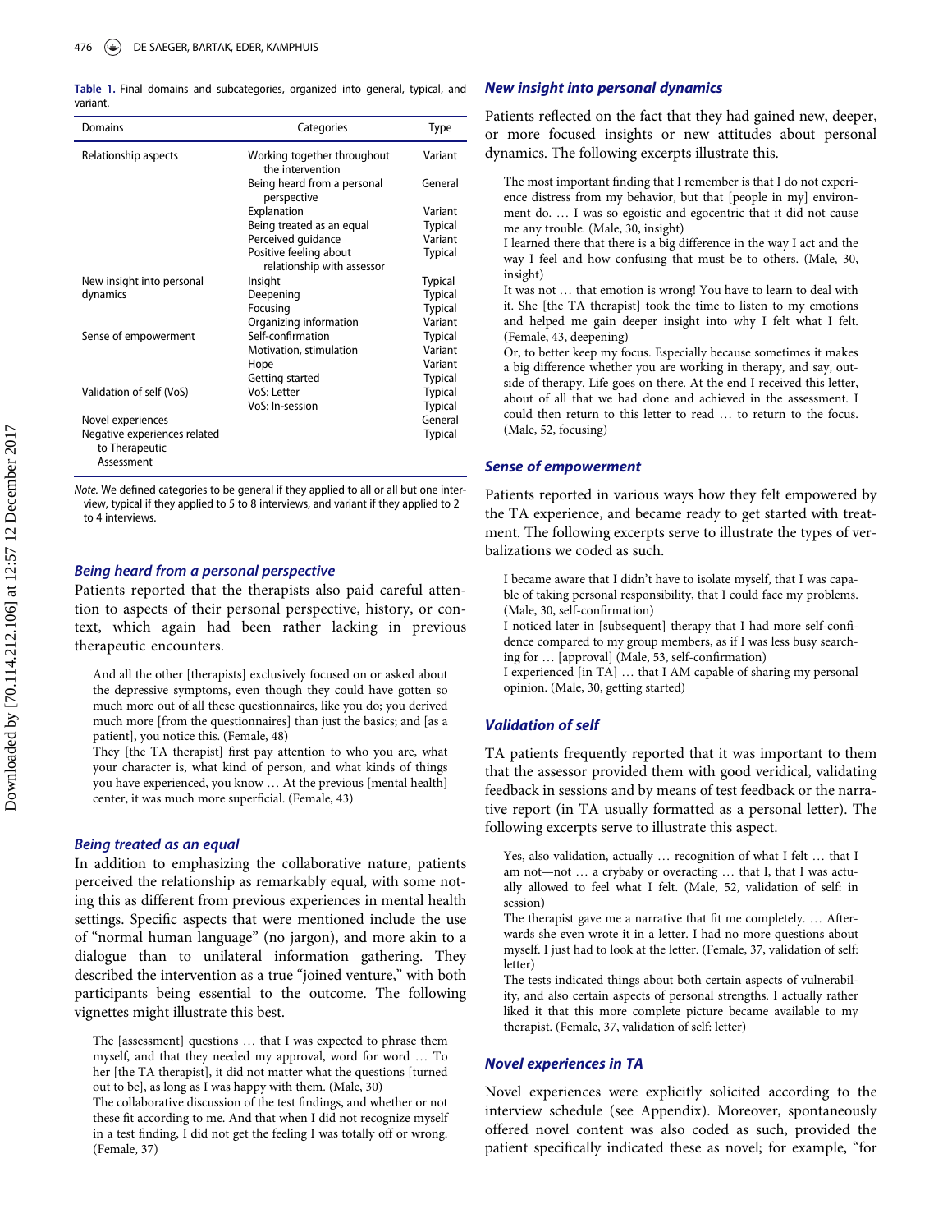**Table 1.** Final domains and subcategories, organized into general, typical, and variant.

| Domains | Categories | Type |
|---|---|---|
| Relationship aspects | Working together throughout the intervention | Variant |
| | Being heard from a personal perspective | General |
| | Explanation | Variant |
| | Being treated as an equal | Typical |
| | Perceived guidance | Variant |
| | Positive feeling about relationship with assessor | Typical |
| New insight into personal dynamics | Insight | Typical |
| | Deepening | Typical |
| | Focusing | Typical |
| | Organizing information | Variant |
| Sense of empowerment | Self-confirmation | Typical |
| | Motivation, stimulation | Variant |
| | Hope | Variant |
| | Getting started | Typical |
| Validation of self (VoS) | VoS: Letter | Typical |
| | VoS: In-session | Typical |
| Novel experiences | | General |
| Negative experiences related to Therapeutic Assessment | | Typical |

*Note.* We defined categories to be general if they applied to all or all but one interview, typical if they applied to 5 to 8 interviews, and variant if they applied to 2 to 4 interviews.

### Being heard from a personal perspective

Patients reported that the therapists also paid careful attention to aspects of their personal perspective, history, or context, which again had been rather lacking in previous therapeutic encounters.

> And all the other [therapists] exclusively focused on or asked about the depressive symptoms, even though they could have gotten so much more out of all these questionnaires, like you do; you derived much more [from the questionnaires] than just the basics; and [as a patient], you notice this. (Female, 48)
>
> They [the TA therapist] first pay attention to who you are, what your character is, what kind of person, and what kinds of things you have experienced, you know … At the previous [mental health] center, it was much more superficial. (Female, 43)

### Being treated as an equal

In addition to emphasizing the collaborative nature, patients perceived the relationship as remarkably equal, with some noting this as different from previous experiences in mental health settings. Specific aspects that were mentioned include the use of "normal human language" (no jargon), and more akin to a dialogue than to unilateral information gathering. They described the intervention as a true "joined venture," with both participants being essential to the outcome. The following vignettes might illustrate this best.

> The [assessment] questions … that I was expected to phrase them myself, and that they needed my approval, word for word … To her [the TA therapist], it did not matter what the questions [turned out to be], as long as I was happy with them. (Male, 30)
>
> The collaborative discussion of the test findings, and whether or not these fit according to me. And that when I did not recognize myself in a test finding, I did not get the feeling I was totally off or wrong. (Female, 37)

### New insight into personal dynamics

Patients reflected on the fact that they had gained new, deeper, or more focused insights or new attitudes about personal dynamics. The following excerpts illustrate this.

> The most important finding that I remember is that I do not experience distress from my behavior, but that [people in my] environment do. … I was so egoistic and egocentric that it did not cause me any trouble. (Male, 30, insight)
>
> I learned there that there is a big difference in the way I act and the way I feel and how confusing that must be to others. (Male, 30, insight)
>
> It was not … that emotion is wrong! You have to learn to deal with it. She [the TA therapist] took the time to listen to my emotions and helped me gain deeper insight into why I felt what I felt. (Female, 43, deepening)
>
> Or, to better keep my focus. Especially because sometimes it makes a big difference whether you are working in therapy, and say, outside of therapy. Life goes on there. At the end I received this letter, about of all that we had done and achieved in the assessment. I could then return to this letter to read … to return to the focus. (Male, 52, focusing)

### Sense of empowerment

Patients reported in various ways how they felt empowered by the TA experience, and became ready to get started with treatment. The following excerpts serve to illustrate the types of verbalizations we coded as such.

> I became aware that I didn't have to isolate myself, that I was capable of taking personal responsibility, that I could face my problems. (Male, 30, self-confirmation)
>
> I noticed later in [subsequent] therapy that I had more self-confidence compared to my group members, as if I was less busy searching for … [approval] (Male, 53, self-confirmation)
>
> I experienced [in TA] … that I AM capable of sharing my personal opinion. (Male, 30, getting started)

### Validation of self

TA patients frequently reported that it was important to them that the assessor provided them with good veridical, validating feedback in sessions and by means of test feedback or the narrative report (in TA usually formatted as a personal letter). The following excerpts serve to illustrate this aspect.

> Yes, also validation, actually … recognition of what I felt … that I am not—not … a crybaby or overacting … that I, that I was actually allowed to feel what I felt. (Male, 52, validation of self: in session)
>
> The therapist gave me a narrative that fit me completely. … Afterwards she even wrote it in a letter. I had no more questions about myself. I just had to look at the letter. (Female, 37, validation of self: letter)
>
> The tests indicated things about both certain aspects of vulnerability, and also certain aspects of personal strengths. I actually rather liked it that this more complete picture became available to my therapist. (Female, 37, validation of self: letter)

### Novel experiences in TA

Novel experiences were explicitly solicited according to the interview schedule (see Appendix). Moreover, spontaneously offered novel content was also coded as such, provided the patient specifically indicated these as novel; for example, "for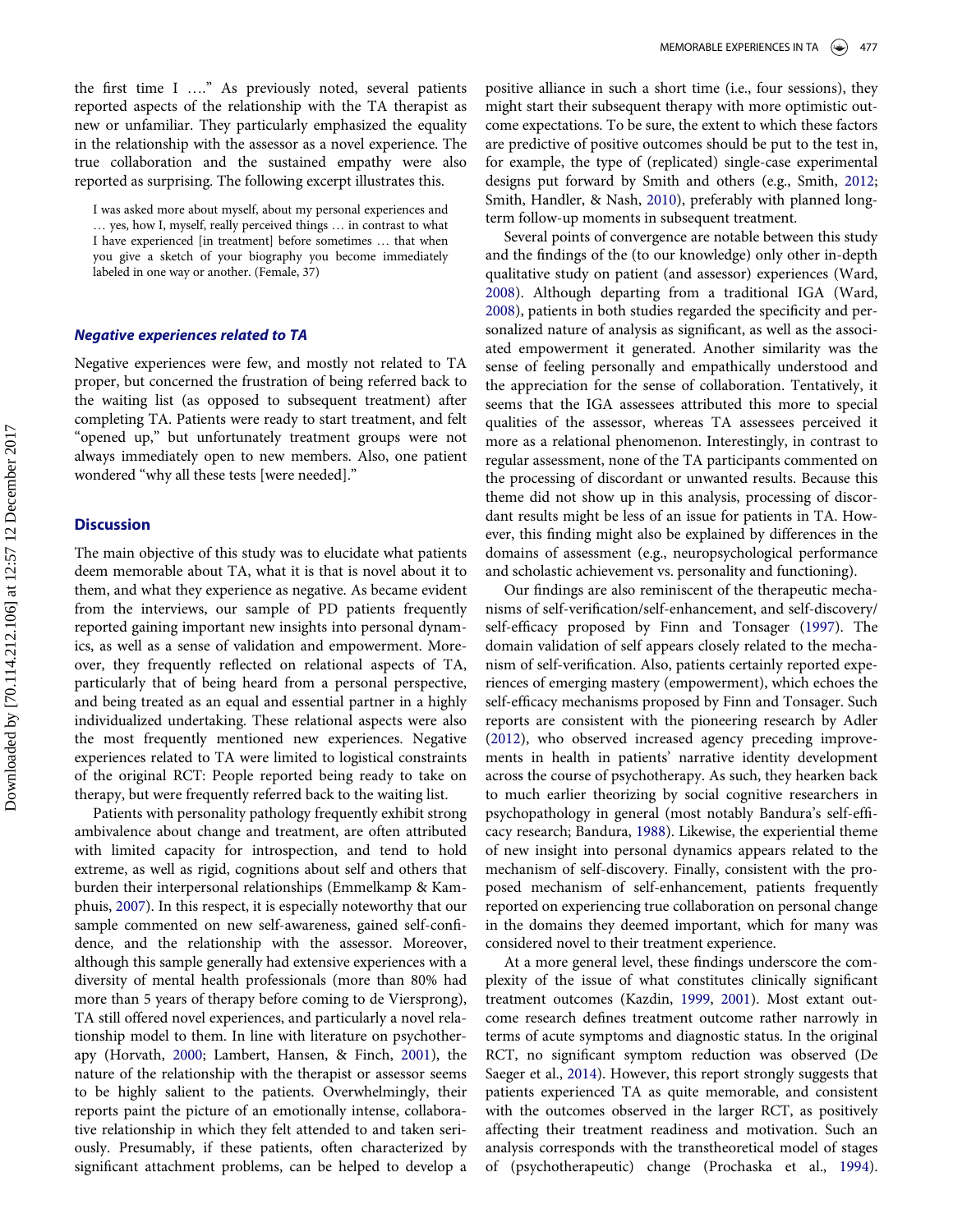the first time I …." As previously noted, several patients reported aspects of the relationship with the TA therapist as new or unfamiliar. They particularly emphasized the equality in the relationship with the assessor as a novel experience. The true collaboration and the sustained empathy were also reported as surprising. The following excerpt illustrates this.

> I was asked more about myself, about my personal experiences and … yes, how I, myself, really perceived things … in contrast to what I have experienced [in treatment] before sometimes … that when you give a sketch of your biography you become immediately labeled in one way or another. (Female, 37)

### *Negative experiences related to TA*

Negative experiences were few, and mostly not related to TA proper, but concerned the frustration of being referred back to the waiting list (as opposed to subsequent treatment) after completing TA. Patients were ready to start treatment, and felt "opened up," but unfortunately treatment groups were not always immediately open to new members. Also, one patient wondered "why all these tests [were needed]."

## Discussion

The main objective of this study was to elucidate what patients deem memorable about TA, what it is that is novel about it to them, and what they experience as negative. As became evident from the interviews, our sample of PD patients frequently reported gaining important new insights into personal dynamics, as well as a sense of validation and empowerment. Moreover, they frequently reflected on relational aspects of TA, particularly that of being heard from a personal perspective, and being treated as an equal and essential partner in a highly individualized undertaking. These relational aspects were also the most frequently mentioned new experiences. Negative experiences related to TA were limited to logistical constraints of the original RCT: People reported being ready to take on therapy, but were frequently referred back to the waiting list.

Patients with personality pathology frequently exhibit strong ambivalence about change and treatment, are often attributed with limited capacity for introspection, and tend to hold extreme, as well as rigid, cognitions about self and others that burden their interpersonal relationships (Emmelkamp & Kamphuis, 2007). In this respect, it is especially noteworthy that our sample commented on new self-awareness, gained self-confidence, and the relationship with the assessor. Moreover, although this sample generally had extensive experiences with a diversity of mental health professionals (more than 80% had more than 5 years of therapy before coming to de Viersprong), TA still offered novel experiences, and particularly a novel relationship model to them. In line with literature on psychotherapy (Horvath, 2000; Lambert, Hansen, & Finch, 2001), the nature of the relationship with the therapist or assessor seems to be highly salient to the patients. Overwhelmingly, their reports paint the picture of an emotionally intense, collaborative relationship in which they felt attended to and taken seriously. Presumably, if these patients, often characterized by significant attachment problems, can be helped to develop a positive alliance in such a short time (i.e., four sessions), they might start their subsequent therapy with more optimistic outcome expectations. To be sure, the extent to which these factors are predictive of positive outcomes should be put to the test in, for example, the type of (replicated) single-case experimental designs put forward by Smith and others (e.g., Smith, 2012; Smith, Handler, & Nash, 2010), preferably with planned long-term follow-up moments in subsequent treatment.

Several points of convergence are notable between this study and the findings of the (to our knowledge) only other in-depth qualitative study on patient (and assessor) experiences (Ward, 2008). Although departing from a traditional IGA (Ward, 2008), patients in both studies regarded the specificity and personalized nature of analysis as significant, as well as the associated empowerment it generated. Another similarity was the sense of feeling personally and empathically understood and the appreciation for the sense of collaboration. Tentatively, it seems that the IGA assessees attributed this more to special qualities of the assessor, whereas TA assessees perceived it more as a relational phenomenon. Interestingly, in contrast to regular assessment, none of the TA participants commented on the processing of discordant or unwanted results. Because this theme did not show up in this analysis, processing of discordant results might be less of an issue for patients in TA. However, this finding might also be explained by differences in the domains of assessment (e.g., neuropsychological performance and scholastic achievement vs. personality and functioning).

Our findings are also reminiscent of the therapeutic mechanisms of self-verification/self-enhancement, and self-discovery/self-efficacy proposed by Finn and Tonsager (1997). The domain validation of self appears closely related to the mechanism of self-verification. Also, patients certainly reported experiences of emerging mastery (empowerment), which echoes the self-efficacy mechanisms proposed by Finn and Tonsager. Such reports are consistent with the pioneering research by Adler (2012), who observed increased agency preceding improvements in health in patients' narrative identity development across the course of psychotherapy. As such, they hearken back to much earlier theorizing by social cognitive researchers in psychopathology in general (most notably Bandura's self-efficacy research; Bandura, 1988). Likewise, the experiential theme of new insight into personal dynamics appears related to the mechanism of self-discovery. Finally, consistent with the proposed mechanism of self-enhancement, patients frequently reported on experiencing true collaboration on personal change in the domains they deemed important, which for many was considered novel to their treatment experience.

At a more general level, these findings underscore the complexity of the issue of what constitutes clinically significant treatment outcomes (Kazdin, 1999, 2001). Most extant outcome research defines treatment outcome rather narrowly in terms of acute symptoms and diagnostic status. In the original RCT, no significant symptom reduction was observed (De Saeger et al., 2014). However, this report strongly suggests that patients experienced TA as quite memorable, and consistent with the outcomes observed in the larger RCT, as positively affecting their treatment readiness and motivation. Such an analysis corresponds with the transtheoretical model of stages of (psychotherapeutic) change (Prochaska et al., 1994).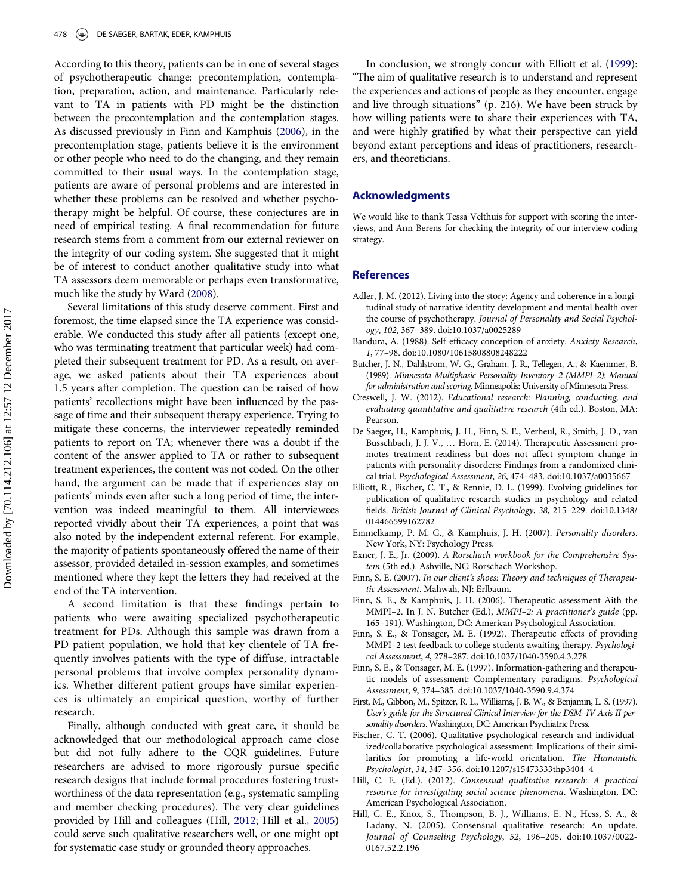According to this theory, patients can be in one of several stages of psychotherapeutic change: precontemplation, contemplation, preparation, action, and maintenance. Particularly relevant to TA in patients with PD might be the distinction between the precontemplation and the contemplation stages. As discussed previously in Finn and Kamphuis (2006), in the precontemplation stage, patients believe it is the environment or other people who need to do the changing, and they remain committed to their usual ways. In the contemplation stage, patients are aware of personal problems and are interested in whether these problems can be resolved and whether psychotherapy might be helpful. Of course, these conjectures are in need of empirical testing. A final recommendation for future research stems from a comment from our external reviewer on the integrity of our coding system. She suggested that it might be of interest to conduct another qualitative study into what TA assessors deem memorable or perhaps even transformative, much like the study by Ward (2008).

Several limitations of this study deserve comment. First and foremost, the time elapsed since the TA experience was considerable. We conducted this study after all patients (except one, who was terminating treatment that particular week) had completed their subsequent treatment for PD. As a result, on average, we asked patients about their TA experiences about 1.5 years after completion. The question can be raised of how patients' recollections might have been influenced by the passage of time and their subsequent therapy experience. Trying to mitigate these concerns, the interviewer repeatedly reminded patients to report on TA; whenever there was a doubt if the content of the answer applied to TA or rather to subsequent treatment experiences, the content was not coded. On the other hand, the argument can be made that if experiences stay on patients' minds even after such a long period of time, the intervention was indeed meaningful to them. All interviewees reported vividly about their TA experiences, a point that was also noted by the independent external referent. For example, the majority of patients spontaneously offered the name of their assessor, provided detailed in-session examples, and sometimes mentioned where they kept the letters they had received at the end of the TA intervention.

A second limitation is that these findings pertain to patients who were awaiting specialized psychotherapeutic treatment for PDs. Although this sample was drawn from a PD patient population, we hold that key clientele of TA frequently involves patients with the type of diffuse, intractable personal problems that involve complex personality dynamics. Whether different patient groups have similar experiences is ultimately an empirical question, worthy of further research.

Finally, although conducted with great care, it should be acknowledged that our methodological approach came close but did not fully adhere to the CQR guidelines. Future researchers are advised to more rigorously pursue specific research designs that include formal procedures fostering trustworthiness of the data representation (e.g., systematic sampling and member checking procedures). The very clear guidelines provided by Hill and colleagues (Hill, 2012; Hill et al., 2005) could serve such qualitative researchers well, or one might opt for systematic case study or grounded theory approaches.

In conclusion, we strongly concur with Elliott et al. (1999): "The aim of qualitative research is to understand and represent the experiences and actions of people as they encounter, engage and live through situations" (p. 216). We have been struck by how willing patients were to share their experiences with TA, and were highly gratified by what their perspective can yield beyond extant perceptions and ideas of practitioners, researchers, and theoreticians.

## Acknowledgments

We would like to thank Tessa Velthuis for support with scoring the interviews, and Ann Berens for checking the integrity of our interview coding strategy.

## References

Adler, J. M. (2012). Living into the story: Agency and coherence in a longitudinal study of narrative identity development and mental health over the course of psychotherapy. *Journal of Personality and Social Psychology*, *102*, 367–389. doi:10.1037/a0025289

Bandura, A. (1988). Self-efficacy conception of anxiety. *Anxiety Research*, *1*, 77–98. doi:10.1080/10615808808248222

Butcher, J. N., Dahlstrom, W. G., Graham, J. R., Tellegen, A., & Kaemmer, B. (1989). *Minnesota Multiphasic Personality Inventory–2 (MMPI–2): Manual for administration and scoring*. Minneapolis: University of Minnesota Press.

Creswell, J. W. (2012). *Educational research: Planning, conducting, and evaluating quantitative and qualitative research* (4th ed.). Boston, MA: Pearson.

De Saeger, H., Kamphuis, J. H., Finn, S. E., Verheul, R., Smith, J. D., van Busschbach, J. J. V., … Horn, E. (2014). Therapeutic Assessment promotes treatment readiness but does not affect symptom change in patients with personality disorders: Findings from a randomized clinical trial. *Psychological Assessment*, *26*, 474–483. doi:10.1037/a0035667

Elliott, R., Fischer, C. T., & Rennie, D. L. (1999). Evolving guidelines for publication of qualitative research studies in psychology and related fields. *British Journal of Clinical Psychology*, *38*, 215–229. doi:10.1348/014466599162782

Emmelkamp, P. M. G., & Kamphuis, J. H. (2007). *Personality disorders*. New York, NY: Psychology Press.

Exner, J. E., Jr. (2009). *A Rorschach workbook for the Comprehensive System* (5th ed.). Ashville, NC: Rorschach Workshop.

Finn, S. E. (2007). *In our client's shoes: Theory and techniques of Therapeutic Assessment*. Mahwah, NJ: Erlbaum.

Finn, S. E., & Kamphuis, J. H. (2006). Therapeutic assessment Aith the MMPI–2. In J. N. Butcher (Ed.), *MMPI–2: A practitioner's guide* (pp. 165–191). Washington, DC: American Psychological Association.

Finn, S. E., & Tonsager, M. E. (1992). Therapeutic effects of providing MMPI–2 test feedback to college students awaiting therapy. *Psychological Assessment*, *4*, 278–287. doi:10.1037/1040-3590.4.3.278

Finn, S. E., & Tonsager, M. E. (1997). Information-gathering and therapeutic models of assessment: Complementary paradigms. *Psychological Assessment*, *9*, 374–385. doi:10.1037/1040-3590.9.4.374

First, M., Gibbon, M., Spitzer, R. L., Williams, J. B. W., & Benjamin, L. S. (1997). *User's guide for the Structured Clinical Interview for the DSM–IV Axis II personality disorders*. Washington, DC: American Psychiatric Press.

Fischer, C. T. (2006). Qualitative psychological research and individualized/collaborative psychological assessment: Implications of their similarities for promoting a life-world orientation. *The Humanistic Psychologist*, *34*, 347–356. doi:10.1207/s15473333thp3404_4

Hill, C. E. (Ed.). (2012). *Consensual qualitative research: A practical resource for investigating social science phenomena*. Washington, DC: American Psychological Association.

Hill, C. E., Knox, S., Thompson, B. J., Williams, E. N., Hess, S. A., & Ladany, N. (2005). Consensual qualitative research: An update. *Journal of Counseling Psychology*, *52*, 196–205. doi:10.1037/0022-0167.52.2.196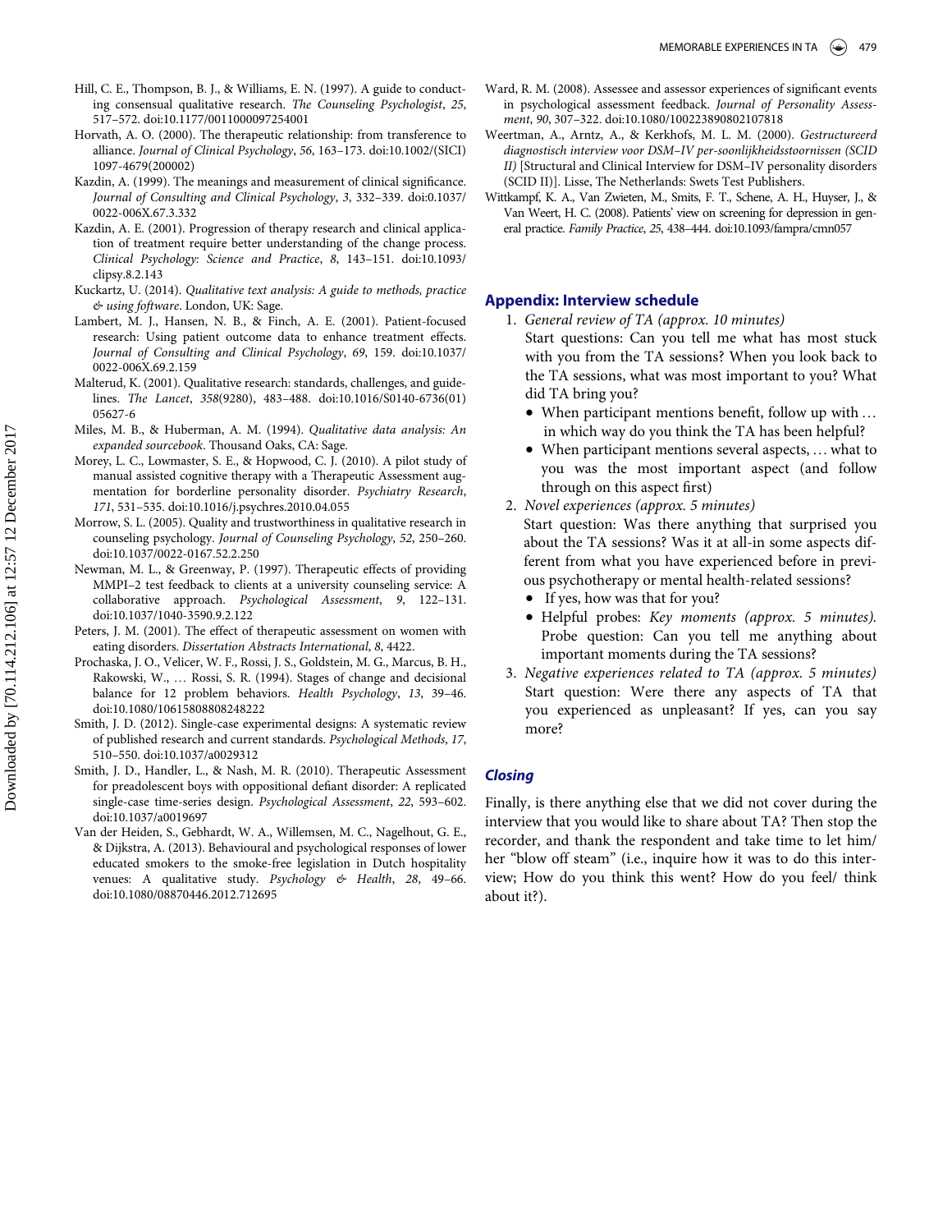Hill, C. E., Thompson, B. J., & Williams, E. N. (1997). A guide to conducting consensual qualitative research. *The Counseling Psychologist*, *25*, 517–572. doi:10.1177/0011000097254001

Horvath, A. O. (2000). The therapeutic relationship: from transference to alliance. *Journal of Clinical Psychology*, *56*, 163–173. doi:10.1002/(SICI)1097-4679(200002)

Kazdin, A. (1999). The meanings and measurement of clinical significance. *Journal of Consulting and Clinical Psychology*, *3*, 332–339. doi:0.1037/0022-006X.67.3.332

Kazdin, A. E. (2001). Progression of therapy research and clinical application of treatment require better understanding of the change process. *Clinical Psychology: Science and Practice*, *8*, 143–151. doi:10.1093/clipsy.8.2.143

Kuckartz, U. (2014). *Qualitative text analysis: A guide to methods, practice & using software*. London, UK: Sage.

Lambert, M. J., Hansen, N. B., & Finch, A. E. (2001). Patient-focused research: Using patient outcome data to enhance treatment effects. *Journal of Consulting and Clinical Psychology*, *69*, 159. doi:10.1037/0022-006X.69.2.159

Malterud, K. (2001). Qualitative research: standards, challenges, and guidelines. *The Lancet*, *358*(9280), 483–488. doi:10.1016/S0140-6736(01)05627-6

Miles, M. B., & Huberman, A. M. (1994). *Qualitative data analysis: An expanded sourcebook*. Thousand Oaks, CA: Sage.

Morey, L. C., Lowmaster, S. E., & Hopwood, C. J. (2010). A pilot study of manual assisted cognitive therapy with a Therapeutic Assessment augmentation for borderline personality disorder. *Psychiatry Research*, *171*, 531–535. doi:10.1016/j.psychres.2010.04.055

Morrow, S. L. (2005). Quality and trustworthiness in qualitative research in counseling psychology. *Journal of Counseling Psychology*, *52*, 250–260. doi:10.1037/0022-0167.52.2.250

Newman, M. L., & Greenway, P. (1997). Therapeutic effects of providing MMPI–2 test feedback to clients at a university counseling service: A collaborative approach. *Psychological Assessment*, *9*, 122–131. doi:10.1037/1040-3590.9.2.122

Peters, J. M. (2001). The effect of therapeutic assessment on women with eating disorders. *Dissertation Abstracts International*, *8*, 4422.

Prochaska, J. O., Velicer, W. F., Rossi, J. S., Goldstein, M. G., Marcus, B. H., Rakowski, W., … Rossi, S. R. (1994). Stages of change and decisional balance for 12 problem behaviors. *Health Psychology*, *13*, 39–46. doi:10.1080/10615808808248222

Smith, J. D. (2012). Single-case experimental designs: A systematic review of published research and current standards. *Psychological Methods*, *17*, 510–550. doi:10.1037/a0029312

Smith, J. D., Handler, L., & Nash, M. R. (2010). Therapeutic Assessment for preadolescent boys with oppositional defiant disorder: A replicated single-case time-series design. *Psychological Assessment*, *22*, 593–602. doi:10.1037/a0019697

Van der Heiden, S., Gebhardt, W. A., Willemsen, M. C., Nagelhout, G. E., & Dijkstra, A. (2013). Behavioural and psychological responses of lower educated smokers to the smoke-free legislation in Dutch hospitality venues: A qualitative study. *Psychology & Health*, *28*, 49–66. doi:10.1080/08870446.2012.712695

Ward, R. M. (2008). Assessee and assessor experiences of significant events in psychological assessment feedback. *Journal of Personality Assessment*, *90*, 307–322. doi:10.1080/100223890802107818

Weertman, A., Arntz, A., & Kerkhofs, M. L. M. (2000). *Gestructureerd diagnostisch interview voor DSM–IV per-soonlijkheidsstoornissen (SCID II)* [Structural and Clinical Interview for DSM–IV personality disorders (SCID II)]. Lisse, The Netherlands: Swets Test Publishers.

Wittkampf, K. A., Van Zwieten, M., Smits, F. T., Schene, A. H., Huyser, J., & Van Weert, H. C. (2008). Patients' view on screening for depression in general practice. *Family Practice*, *25*, 438–444. doi:10.1093/fampra/cmn057

## Appendix: Interview schedule

1. *General review of TA (approx. 10 minutes)*
   Start questions: Can you tell me what has most stuck with you from the TA sessions? When you look back to the TA sessions, what was most important to you? What did TA bring you?
   - When participant mentions benefit, follow up with … in which way do you think the TA has been helpful?
   - When participant mentions several aspects, … what to you was the most important aspect (and follow through on this aspect first)
2. *Novel experiences (approx. 5 minutes)*
   Start question: Was there anything that surprised you about the TA sessions? Was it at all-in some aspects different from what you have experienced before in previous psychotherapy or mental health-related sessions?
   - If yes, how was that for you?
   - Helpful probes: *Key moments (approx. 5 minutes).* Probe question: Can you tell me anything about important moments during the TA sessions?
3. *Negative experiences related to TA (approx. 5 minutes)*
   Start question: Were there any aspects of TA that you experienced as unpleasant? If yes, can you say more?

### *Closing*

Finally, is there anything else that we did not cover during the interview that you would like to share about TA? Then stop the recorder, and thank the respondent and take time to let him/her "blow off steam" (i.e., inquire how it was to do this interview; How do you think this went? How do you feel/ think about it?).